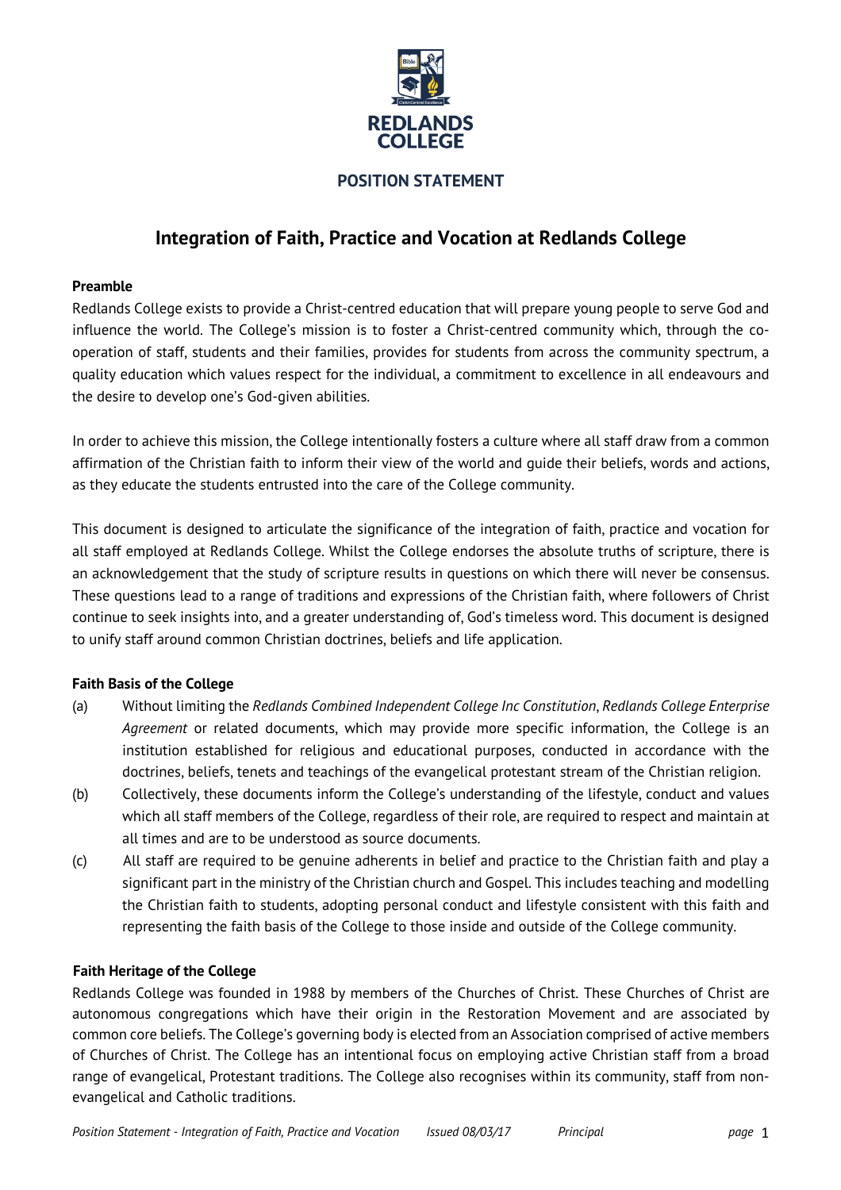**REDLANDS COLLEGE**

**POSITION STATEMENT**

# Integration of Faith, Practice and Vocation at Redlands College

### Preamble

Redlands College exists to provide a Christ-centred education that will prepare young people to serve God and influence the world. The College's mission is to foster a Christ-centred community which, through the co-operation of staff, students and their families, provides for students from across the community spectrum, a quality education which values respect for the individual, a commitment to excellence in all endeavours and the desire to develop one's God-given abilities.

In order to achieve this mission, the College intentionally fosters a culture where all staff draw from a common affirmation of the Christian faith to inform their view of the world and guide their beliefs, words and actions, as they educate the students entrusted into the care of the College community.

This document is designed to articulate the significance of the integration of faith, practice and vocation for all staff employed at Redlands College. Whilst the College endorses the absolute truths of scripture, there is an acknowledgement that the study of scripture results in questions on which there will never be consensus. These questions lead to a range of traditions and expressions of the Christian faith, where followers of Christ continue to seek insights into, and a greater understanding of, God's timeless word. This document is designed to unify staff around common Christian doctrines, beliefs and life application.

### Faith Basis of the College

(a) Without limiting the *Redlands Combined Independent College Inc Constitution*, *Redlands College Enterprise Agreement* or related documents, which may provide more specific information, the College is an institution established for religious and educational purposes, conducted in accordance with the doctrines, beliefs, tenets and teachings of the evangelical protestant stream of the Christian religion.

(b) Collectively, these documents inform the College's understanding of the lifestyle, conduct and values which all staff members of the College, regardless of their role, are required to respect and maintain at all times and are to be understood as source documents.

(c) All staff are required to be genuine adherents in belief and practice to the Christian faith and play a significant part in the ministry of the Christian church and Gospel. This includes teaching and modelling the Christian faith to students, adopting personal conduct and lifestyle consistent with this faith and representing the faith basis of the College to those inside and outside of the College community.

### Faith Heritage of the College

Redlands College was founded in 1988 by members of the Churches of Christ. These Churches of Christ are autonomous congregations which have their origin in the Restoration Movement and are associated by common core beliefs. The College's governing body is elected from an Association comprised of active members of Churches of Christ. The College has an intentional focus on employing active Christian staff from a broad range of evangelical, Protestant traditions. The College also recognises within its community, staff from non-evangelical and Catholic traditions.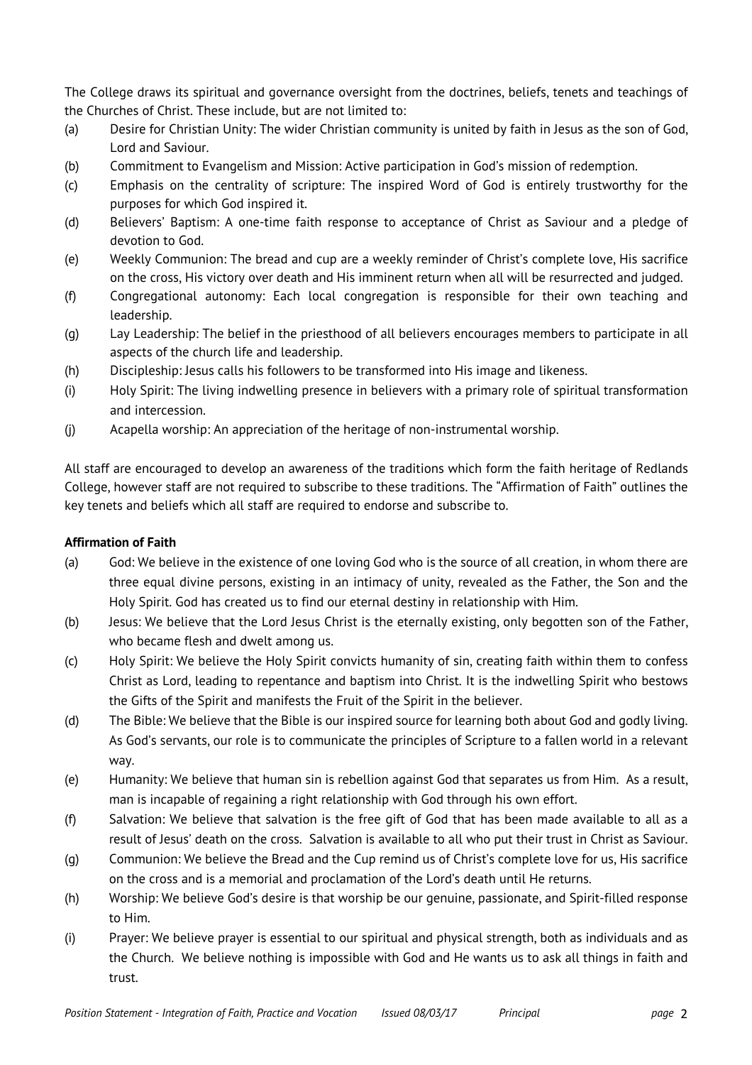The College draws its spiritual and governance oversight from the doctrines, beliefs, tenets and teachings of the Churches of Christ. These include, but are not limited to:

(a) Desire for Christian Unity: The wider Christian community is united by faith in Jesus as the son of God, Lord and Saviour.

(b) Commitment to Evangelism and Mission: Active participation in God's mission of redemption.

(c) Emphasis on the centrality of scripture: The inspired Word of God is entirely trustworthy for the purposes for which God inspired it.

(d) Believers' Baptism: A one-time faith response to acceptance of Christ as Saviour and a pledge of devotion to God.

(e) Weekly Communion: The bread and cup are a weekly reminder of Christ's complete love, His sacrifice on the cross, His victory over death and His imminent return when all will be resurrected and judged.

(f) Congregational autonomy: Each local congregation is responsible for their own teaching and leadership.

(g) Lay Leadership: The belief in the priesthood of all believers encourages members to participate in all aspects of the church life and leadership.

(h) Discipleship: Jesus calls his followers to be transformed into His image and likeness.

(i) Holy Spirit: The living indwelling presence in believers with a primary role of spiritual transformation and intercession.

(j) Acapella worship: An appreciation of the heritage of non-instrumental worship.

All staff are encouraged to develop an awareness of the traditions which form the faith heritage of Redlands College, however staff are not required to subscribe to these traditions. The "Affirmation of Faith" outlines the key tenets and beliefs which all staff are required to endorse and subscribe to.

**Affirmation of Faith**

(a) God: We believe in the existence of one loving God who is the source of all creation, in whom there are three equal divine persons, existing in an intimacy of unity, revealed as the Father, the Son and the Holy Spirit. God has created us to find our eternal destiny in relationship with Him.

(b) Jesus: We believe that the Lord Jesus Christ is the eternally existing, only begotten son of the Father, who became flesh and dwelt among us.

(c) Holy Spirit: We believe the Holy Spirit convicts humanity of sin, creating faith within them to confess Christ as Lord, leading to repentance and baptism into Christ. It is the indwelling Spirit who bestows the Gifts of the Spirit and manifests the Fruit of the Spirit in the believer.

(d) The Bible: We believe that the Bible is our inspired source for learning both about God and godly living. As God's servants, our role is to communicate the principles of Scripture to a fallen world in a relevant way.

(e) Humanity: We believe that human sin is rebellion against God that separates us from Him. As a result, man is incapable of regaining a right relationship with God through his own effort.

(f) Salvation: We believe that salvation is the free gift of God that has been made available to all as a result of Jesus' death on the cross. Salvation is available to all who put their trust in Christ as Saviour.

(g) Communion: We believe the Bread and the Cup remind us of Christ's complete love for us, His sacrifice on the cross and is a memorial and proclamation of the Lord's death until He returns.

(h) Worship: We believe God's desire is that worship be our genuine, passionate, and Spirit-filled response to Him.

(i) Prayer: We believe prayer is essential to our spiritual and physical strength, both as individuals and as the Church. We believe nothing is impossible with God and He wants us to ask all things in faith and trust.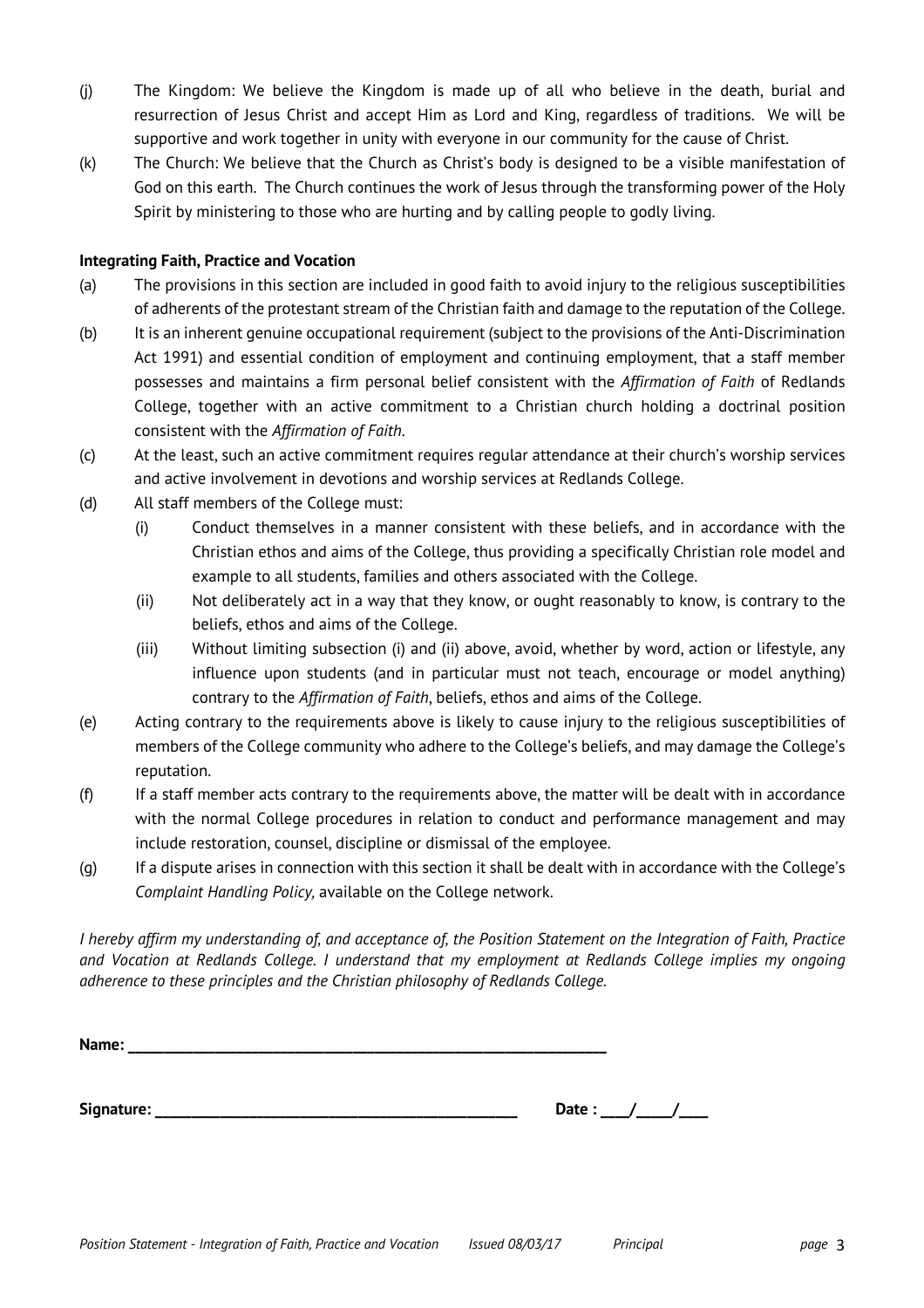(j) The Kingdom: We believe the Kingdom is made up of all who believe in the death, burial and resurrection of Jesus Christ and accept Him as Lord and King, regardless of traditions. We will be supportive and work together in unity with everyone in our community for the cause of Christ.

(k) The Church: We believe that the Church as Christ's body is designed to be a visible manifestation of God on this earth. The Church continues the work of Jesus through the transforming power of the Holy Spirit by ministering to those who are hurting and by calling people to godly living.

**Integrating Faith, Practice and Vocation**

(a) The provisions in this section are included in good faith to avoid injury to the religious susceptibilities of adherents of the protestant stream of the Christian faith and damage to the reputation of the College.

(b) It is an inherent genuine occupational requirement (subject to the provisions of the Anti-Discrimination Act 1991) and essential condition of employment and continuing employment, that a staff member possesses and maintains a firm personal belief consistent with the *Affirmation of Faith* of Redlands College, together with an active commitment to a Christian church holding a doctrinal position consistent with the *Affirmation of Faith*.

(c) At the least, such an active commitment requires regular attendance at their church's worship services and active involvement in devotions and worship services at Redlands College.

(d) All staff members of the College must:

  (i) Conduct themselves in a manner consistent with these beliefs, and in accordance with the Christian ethos and aims of the College, thus providing a specifically Christian role model and example to all students, families and others associated with the College.

  (ii) Not deliberately act in a way that they know, or ought reasonably to know, is contrary to the beliefs, ethos and aims of the College.

  (iii) Without limiting subsection (i) and (ii) above, avoid, whether by word, action or lifestyle, any influence upon students (and in particular must not teach, encourage or model anything) contrary to the *Affirmation of Faith*, beliefs, ethos and aims of the College.

(e) Acting contrary to the requirements above is likely to cause injury to the religious susceptibilities of members of the College community who adhere to the College's beliefs, and may damage the College's reputation.

(f) If a staff member acts contrary to the requirements above, the matter will be dealt with in accordance with the normal College procedures in relation to conduct and performance management and may include restoration, counsel, discipline or dismissal of the employee.

(g) If a dispute arises in connection with this section it shall be dealt with in accordance with the College's *Complaint Handling Policy,* available on the College network.

*I hereby affirm my understanding of, and acceptance of, the Position Statement on the Integration of Faith, Practice and Vocation at Redlands College. I understand that my employment at Redlands College implies my ongoing adherence to these principles and the Christian philosophy of Redlands College.*

**Name:** ______________________________

**Signature:** ______________________________ **Date :** ____/_____/____